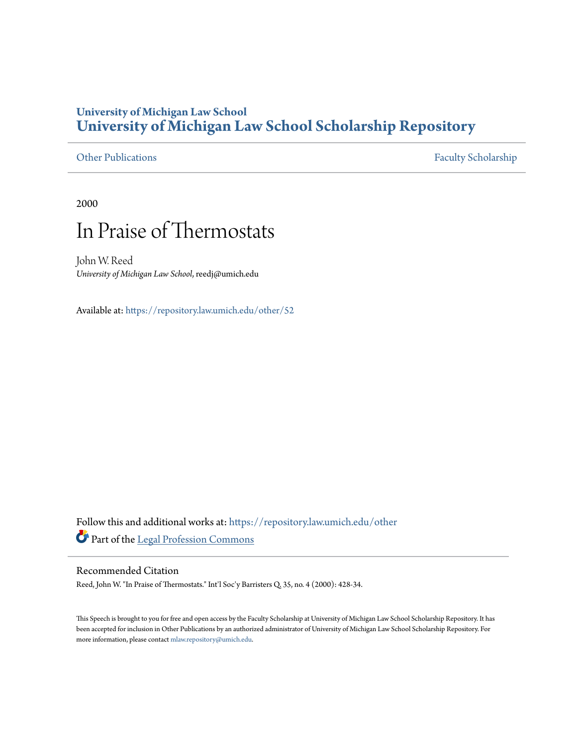University of Michigan Law School
# University of Michigan Law School Scholarship Repository

Other Publications | Faculty Scholarship

2000

# In Praise of Thermostats

John W. Reed
*University of Michigan Law School*, reedj@umich.edu

Available at: https://repository.law.umich.edu/other/52

Follow this and additional works at: https://repository.law.umich.edu/other

Part of the Legal Profession Commons

## Recommended Citation

Reed, John W. "In Praise of Thermostats." Int'l Soc'y Barristers Q. 35, no. 4 (2000): 428-34.

This Speech is brought to you for free and open access by the Faculty Scholarship at University of Michigan Law School Scholarship Repository. It has been accepted for inclusion in Other Publications by an authorized administrator of University of Michigan Law School Scholarship Repository. For more information, please contact mlaw.repository@umich.edu.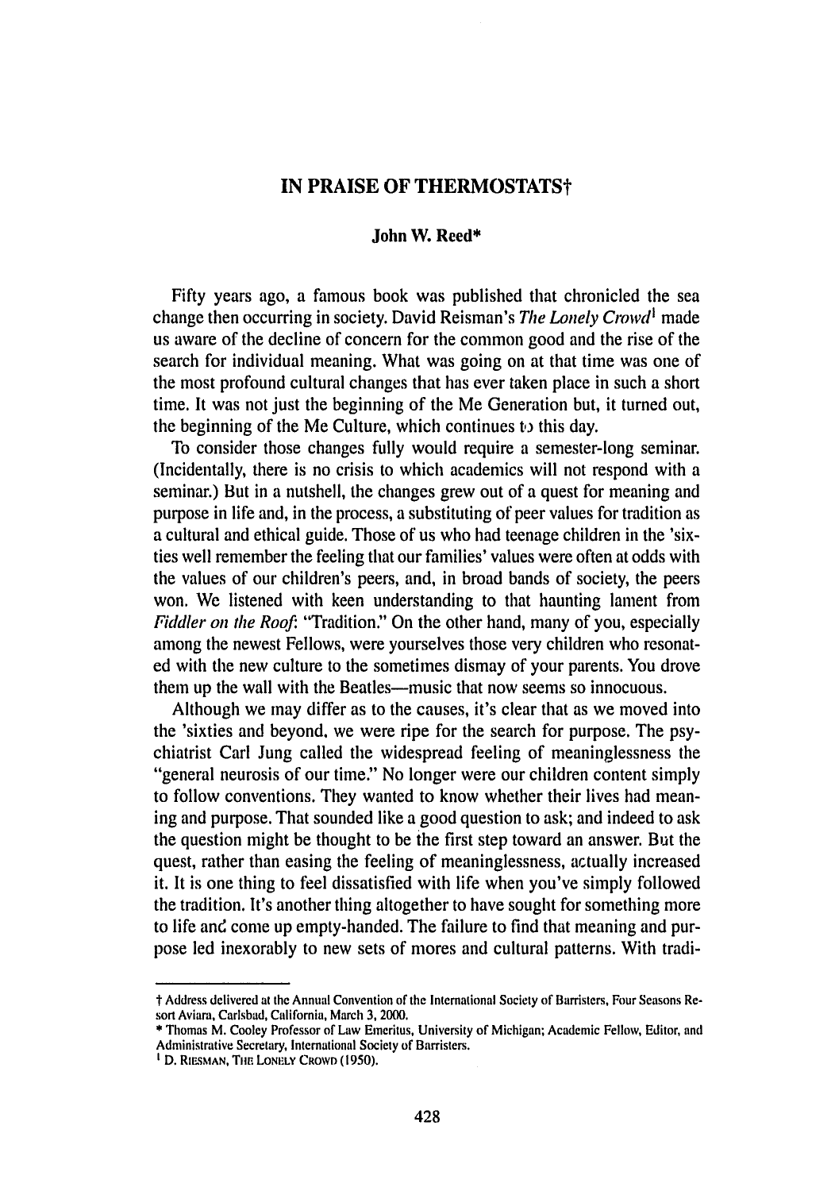# IN PRAISE OF THERMOSTATS†

**John W. Reed***

Fifty years ago, a famous book was published that chronicled the sea change then occurring in society. David Reisman's *The Lonely Crowd*[1] made us aware of the decline of concern for the common good and the rise of the search for individual meaning. What was going on at that time was one of the most profound cultural changes that has ever taken place in such a short time. It was not just the beginning of the Me Generation but, it turned out, the beginning of the Me Culture, which continues to this day.

To consider those changes fully would require a semester-long seminar. (Incidentally, there is no crisis to which academics will not respond with a seminar.) But in a nutshell, the changes grew out of a quest for meaning and purpose in life and, in the process, a substituting of peer values for tradition as a cultural and ethical guide. Those of us who had teenage children in the 'sixties well remember the feeling that our families' values were often at odds with the values of our children's peers, and, in broad bands of society, the peers won. We listened with keen understanding to that haunting lament from *Fiddler on the Roof*: "Tradition." On the other hand, many of you, especially among the newest Fellows, were yourselves those very children who resonated with the new culture to the sometimes dismay of your parents. You drove them up the wall with the Beatles—music that now seems so innocuous.

Although we may differ as to the causes, it's clear that as we moved into the 'sixties and beyond, we were ripe for the search for purpose. The psychiatrist Carl Jung called the widespread feeling of meaninglessness the "general neurosis of our time." No longer were our children content simply to follow conventions. They wanted to know whether their lives had meaning and purpose. That sounded like a good question to ask; and indeed to ask the question might be thought to be the first step toward an answer. But the quest, rather than easing the feeling of meaninglessness, actually increased it. It is one thing to feel dissatisfied with life when you've simply followed the tradition. It's another thing altogether to have sought for something more to life and come up empty-handed. The failure to find that meaning and purpose led inexorably to new sets of mores and cultural patterns. With tradi-

---

† Address delivered at the Annual Convention of the International Society of Barristers, Four Seasons Resort Aviara, Carlsbad, California, March 3, 2000.

\* Thomas M. Cooley Professor of Law Emeritus, University of Michigan; Academic Fellow, Editor, and Administrative Secretary, International Society of Barristers.

[1] D. RIESMAN, THE LONELY CROWD (1950).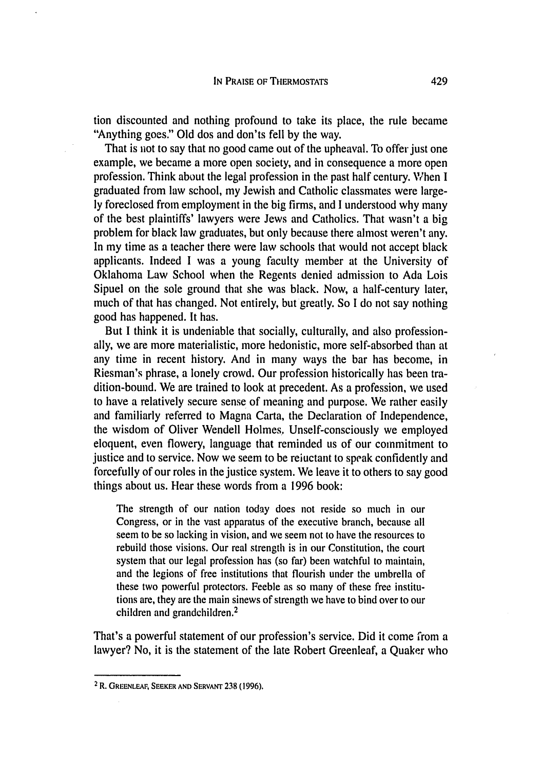tion discounted and nothing profound to take its place, the rule became "Anything goes." Old dos and don'ts fell by the way.

That is not to say that no good came out of the upheaval. To offer just one example, we became a more open society, and in consequence a more open profession. Think about the legal profession in the past half century. When I graduated from law school, my Jewish and Catholic classmates were largely foreclosed from employment in the big firms, and I understood why many of the best plaintiffs' lawyers were Jews and Catholics. That wasn't a big problem for black law graduates, but only because there almost weren't any. In my time as a teacher there were law schools that would not accept black applicants. Indeed I was a young faculty member at the University of Oklahoma Law School when the Regents denied admission to Ada Lois Sipuel on the sole ground that she was black. Now, a half-century later, much of that has changed. Not entirely, but greatly. So I do not say nothing good has happened. It has.

But I think it is undeniable that socially, culturally, and also professionally, we are more materialistic, more hedonistic, more self-absorbed than at any time in recent history. And in many ways the bar has become, in Riesman's phrase, a lonely crowd. Our profession historically has been tradition-bound. We are trained to look at precedent. As a profession, we used to have a relatively secure sense of meaning and purpose. We rather easily and familiarly referred to Magna Carta, the Declaration of Independence, the wisdom of Oliver Wendell Holmes. Unself-consciously we employed eloquent, even flowery, language that reminded us of our commitment to justice and to service. Now we seem to be reluctant to speak confidently and forcefully of our roles in the justice system. We leave it to others to say good things about us. Hear these words from a 1996 book:

> The strength of our nation today does not reside so much in our Congress, or in the vast apparatus of the executive branch, because all seem to be so lacking in vision, and we seem not to have the resources to rebuild those visions. Our real strength is in our Constitution, the court system that our legal profession has (so far) been watchful to maintain, and the legions of free institutions that flourish under the umbrella of these two powerful protectors. Feeble as so many of these free institutions are, they are the main sinews of strength we have to bind over to our children and grandchildren.[2]

That's a powerful statement of our profession's service. Did it come from a lawyer? No, it is the statement of the late Robert Greenleaf, a Quaker who

---

[2] R. Greenleaf, Seeker and Servant 238 (1996).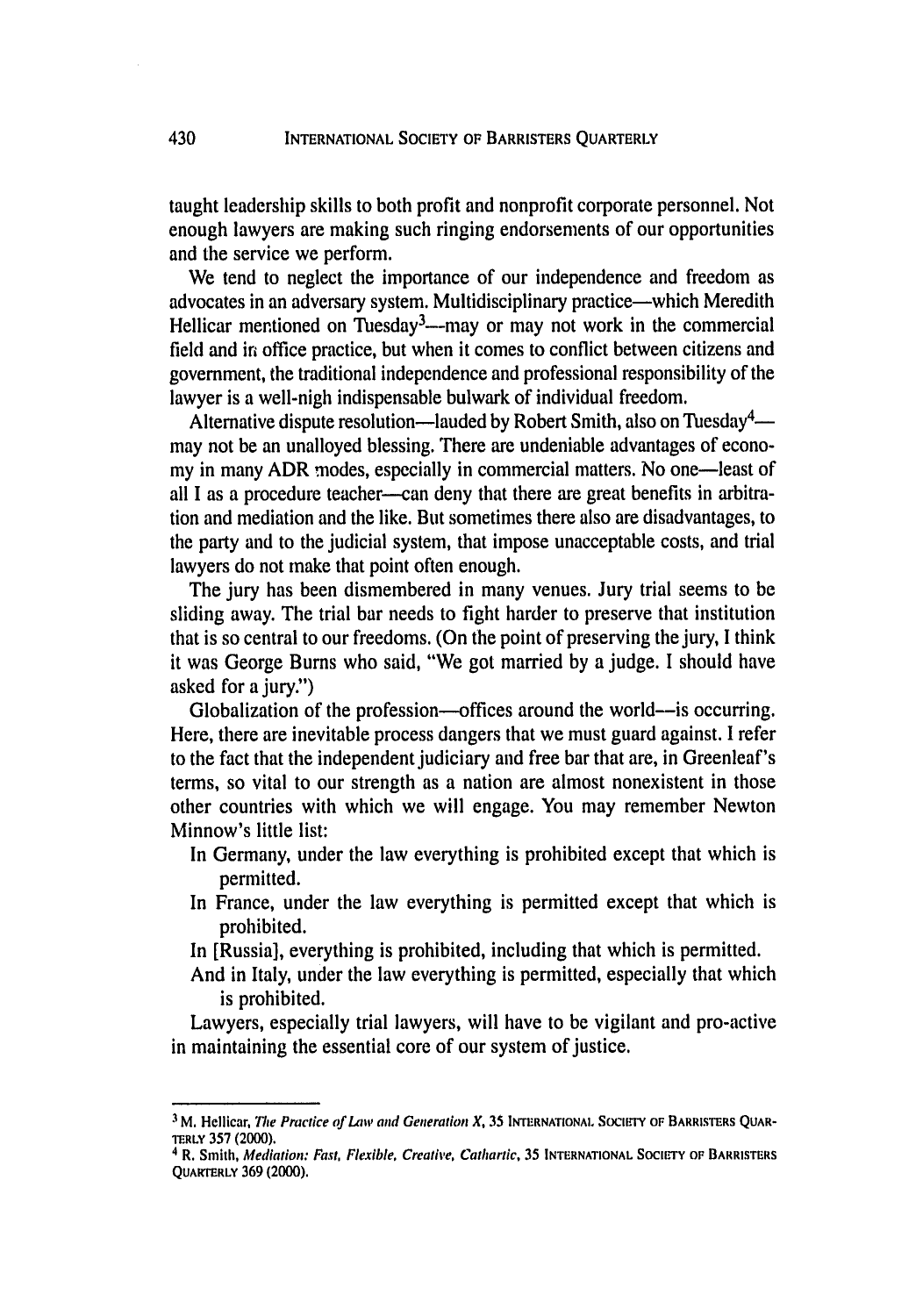taught leadership skills to both profit and nonprofit corporate personnel. Not enough lawyers are making such ringing endorsements of our opportunities and the service we perform.

We tend to neglect the importance of our independence and freedom as advocates in an adversary system. Multidisciplinary practice—which Meredith Hellicar mentioned on Tuesday[3]—may or may not work in the commercial field and in office practice, but when it comes to conflict between citizens and government, the traditional independence and professional responsibility of the lawyer is a well-nigh indispensable bulwark of individual freedom.

Alternative dispute resolution—lauded by Robert Smith, also on Tuesday[4]—may not be an unalloyed blessing. There are undeniable advantages of economy in many ADR modes, especially in commercial matters. No one—least of all I as a procedure teacher—can deny that there are great benefits in arbitration and mediation and the like. But sometimes there also are disadvantages, to the party and to the judicial system, that impose unacceptable costs, and trial lawyers do not make that point often enough.

The jury has been dismembered in many venues. Jury trial seems to be sliding away. The trial bar needs to fight harder to preserve that institution that is so central to our freedoms. (On the point of preserving the jury, I think it was George Burns who said, "We got married by a judge. I should have asked for a jury.")

Globalization of the profession—offices around the world—is occurring. Here, there are inevitable process dangers that we must guard against. I refer to the fact that the independent judiciary and free bar that are, in Greenleaf's terms, so vital to our strength as a nation are almost nonexistent in those other countries with which we will engage. You may remember Newton Minnow's little list:

> In Germany, under the law everything is prohibited except that which is permitted.
>
> In France, under the law everything is permitted except that which is prohibited.
>
> In [Russia], everything is prohibited, including that which is permitted.
>
> And in Italy, under the law everything is permitted, especially that which is prohibited.

Lawyers, especially trial lawyers, will have to be vigilant and pro-active in maintaining the essential core of our system of justice.

---

[3] M. Hellicar, *The Practice of Law and Generation X*, 35 INTERNATIONAL SOCIETY OF BARRISTERS QUARTERLY 357 (2000).

[4] R. Smith, *Mediation: Fast, Flexible, Creative, Cathartic*, 35 INTERNATIONAL SOCIETY OF BARRISTERS QUARTERLY 369 (2000).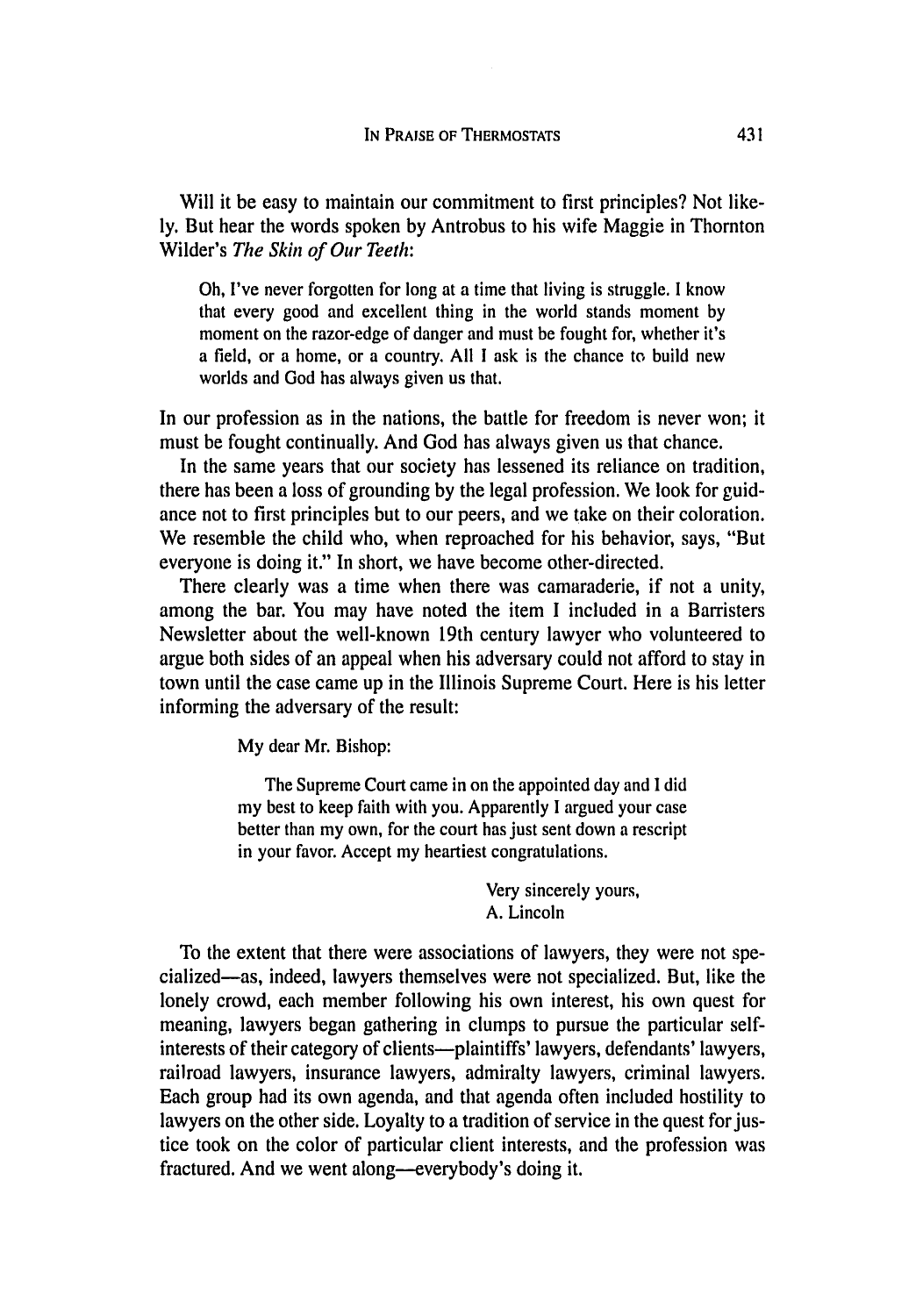Will it be easy to maintain our commitment to first principles? Not likely. But hear the words spoken by Antrobus to his wife Maggie in Thornton Wilder's *The Skin of Our Teeth*:

> Oh, I've never forgotten for long at a time that living is struggle. I know that every good and excellent thing in the world stands moment by moment on the razor-edge of danger and must be fought for, whether it's a field, or a home, or a country. All I ask is the chance to build new worlds and God has always given us that.

In our profession as in the nations, the battle for freedom is never won; it must be fought continually. And God has always given us that chance.

In the same years that our society has lessened its reliance on tradition, there has been a loss of grounding by the legal profession. We look for guidance not to first principles but to our peers, and we take on their coloration. We resemble the child who, when reproached for his behavior, says, "But everyone is doing it." In short, we have become other-directed.

There clearly was a time when there was camaraderie, if not a unity, among the bar. You may have noted the item I included in a Barristers Newsletter about the well-known 19th century lawyer who volunteered to argue both sides of an appeal when his adversary could not afford to stay in town until the case came up in the Illinois Supreme Court. Here is his letter informing the adversary of the result:

> My dear Mr. Bishop:
>
> The Supreme Court came in on the appointed day and I did my best to keep faith with you. Apparently I argued your case better than my own, for the court has just sent down a rescript in your favor. Accept my heartiest congratulations.
>
> Very sincerely yours,
> A. Lincoln

To the extent that there were associations of lawyers, they were not specialized—as, indeed, lawyers themselves were not specialized. But, like the lonely crowd, each member following his own interest, his own quest for meaning, lawyers began gathering in clumps to pursue the particular self-interests of their category of clients—plaintiffs' lawyers, defendants' lawyers, railroad lawyers, insurance lawyers, admiralty lawyers, criminal lawyers. Each group had its own agenda, and that agenda often included hostility to lawyers on the other side. Loyalty to a tradition of service in the quest for justice took on the color of particular client interests, and the profession was fractured. And we went along—everybody's doing it.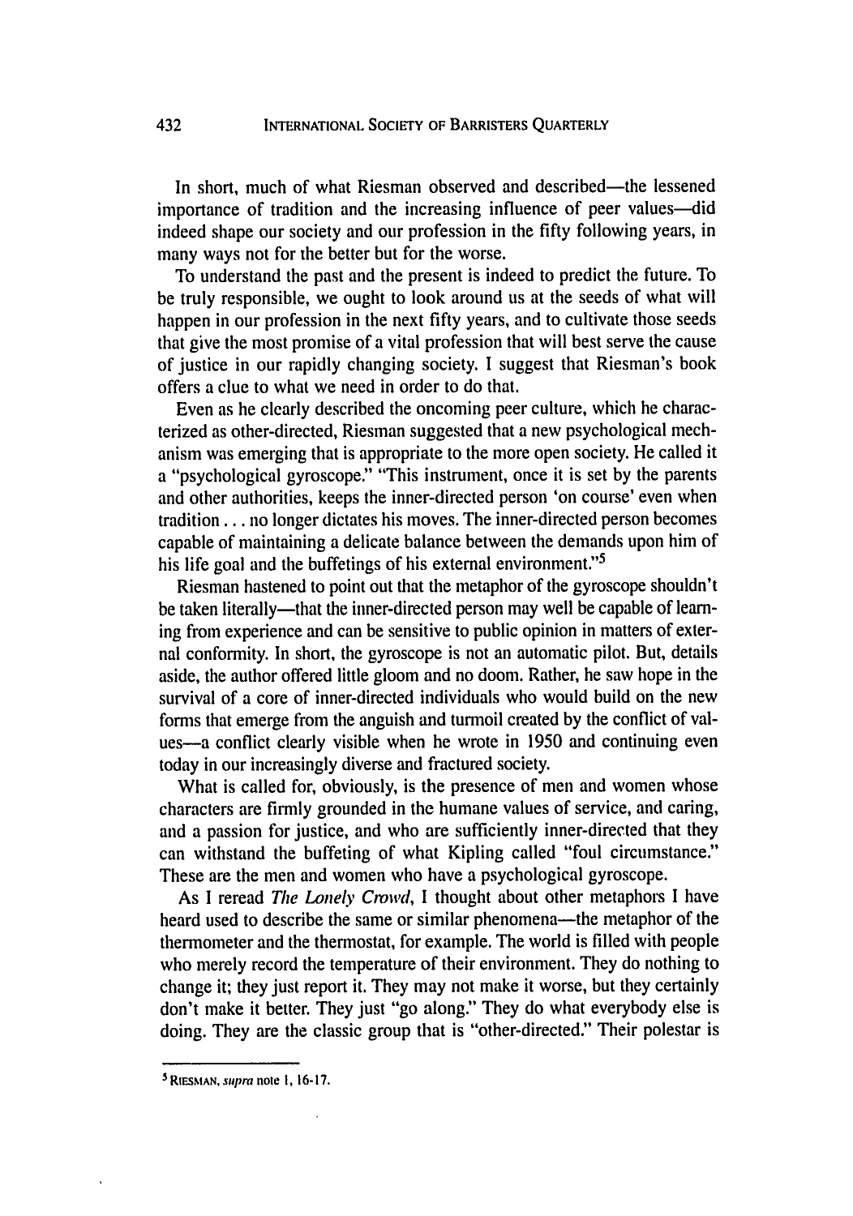In short, much of what Riesman observed and described—the lessened importance of tradition and the increasing influence of peer values—did indeed shape our society and our profession in the fifty following years, in many ways not for the better but for the worse.

To understand the past and the present is indeed to predict the future. To be truly responsible, we ought to look around us at the seeds of what will happen in our profession in the next fifty years, and to cultivate those seeds that give the most promise of a vital profession that will best serve the cause of justice in our rapidly changing society. I suggest that Riesman's book offers a clue to what we need in order to do that.

Even as he clearly described the oncoming peer culture, which he characterized as other-directed, Riesman suggested that a new psychological mechanism was emerging that is appropriate to the more open society. He called it a "psychological gyroscope." "This instrument, once it is set by the parents and other authorities, keeps the inner-directed person 'on course' even when tradition . . . no longer dictates his moves. The inner-directed person becomes capable of maintaining a delicate balance between the demands upon him of his life goal and the buffetings of his external environment."[5]

Riesman hastened to point out that the metaphor of the gyroscope shouldn't be taken literally—that the inner-directed person may well be capable of learning from experience and can be sensitive to public opinion in matters of external conformity. In short, the gyroscope is not an automatic pilot. But, details aside, the author offered little gloom and no doom. Rather, he saw hope in the survival of a core of inner-directed individuals who would build on the new forms that emerge from the anguish and turmoil created by the conflict of values—a conflict clearly visible when he wrote in 1950 and continuing even today in our increasingly diverse and fractured society.

What is called for, obviously, is the presence of men and women whose characters are firmly grounded in the humane values of service, and caring, and a passion for justice, and who are sufficiently inner-directed that they can withstand the buffeting of what Kipling called "foul circumstance." These are the men and women who have a psychological gyroscope.

As I reread *The Lonely Crowd*, I thought about other metaphors I have heard used to describe the same or similar phenomena—the metaphor of the thermometer and the thermostat, for example. The world is filled with people who merely record the temperature of their environment. They do nothing to change it; they just report it. They may not make it worse, but they certainly don't make it better. They just "go along." They do what everybody else is doing. They are the classic group that is "other-directed." Their polestar is

---

[5] RIESMAN, *supra* note 1, 16-17.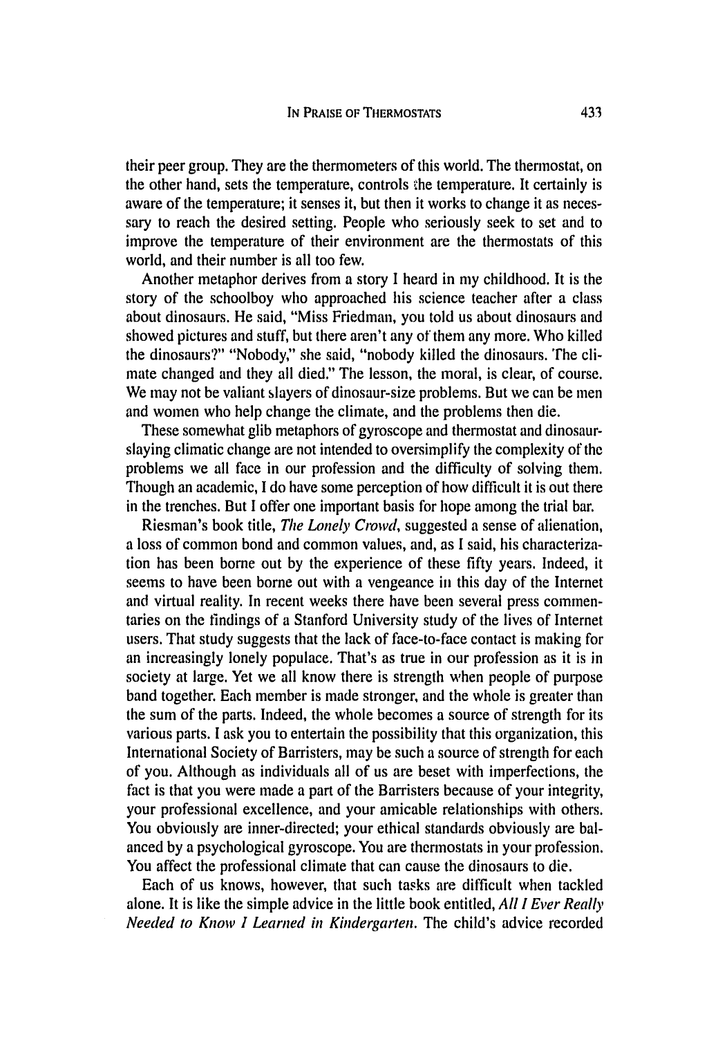their peer group. They are the thermometers of this world. The thermostat, on the other hand, sets the temperature, controls the temperature. It certainly is aware of the temperature; it senses it, but then it works to change it as necessary to reach the desired setting. People who seriously seek to set and to improve the temperature of their environment are the thermostats of this world, and their number is all too few.

Another metaphor derives from a story I heard in my childhood. It is the story of the schoolboy who approached his science teacher after a class about dinosaurs. He said, "Miss Friedman, you told us about dinosaurs and showed pictures and stuff, but there aren't any of them any more. Who killed the dinosaurs?" "Nobody," she said, "nobody killed the dinosaurs. The climate changed and they all died." The lesson, the moral, is clear, of course. We may not be valiant slayers of dinosaur-size problems. But we can be men and women who help change the climate, and the problems then die.

These somewhat glib metaphors of gyroscope and thermostat and dinosaur-slaying climatic change are not intended to oversimplify the complexity of the problems we all face in our profession and the difficulty of solving them. Though an academic, I do have some perception of how difficult it is out there in the trenches. But I offer one important basis for hope among the trial bar.

Riesman's book title, *The Lonely Crowd*, suggested a sense of alienation, a loss of common bond and common values, and, as I said, his characterization has been borne out by the experience of these fifty years. Indeed, it seems to have been borne out with a vengeance in this day of the Internet and virtual reality. In recent weeks there have been several press commentaries on the findings of a Stanford University study of the lives of Internet users. That study suggests that the lack of face-to-face contact is making for an increasingly lonely populace. That's as true in our profession as it is in society at large. Yet we all know there is strength when people of purpose band together. Each member is made stronger, and the whole is greater than the sum of the parts. Indeed, the whole becomes a source of strength for its various parts. I ask you to entertain the possibility that this organization, this International Society of Barristers, may be such a source of strength for each of you. Although as individuals all of us are beset with imperfections, the fact is that you were made a part of the Barristers because of your integrity, your professional excellence, and your amicable relationships with others. You obviously are inner-directed; your ethical standards obviously are balanced by a psychological gyroscope. You are thermostats in your profession. You affect the professional climate that can cause the dinosaurs to die.

Each of us knows, however, that such tasks are difficult when tackled alone. It is like the simple advice in the little book entitled, *All I Ever Really Needed to Know I Learned in Kindergarten*. The child's advice recorded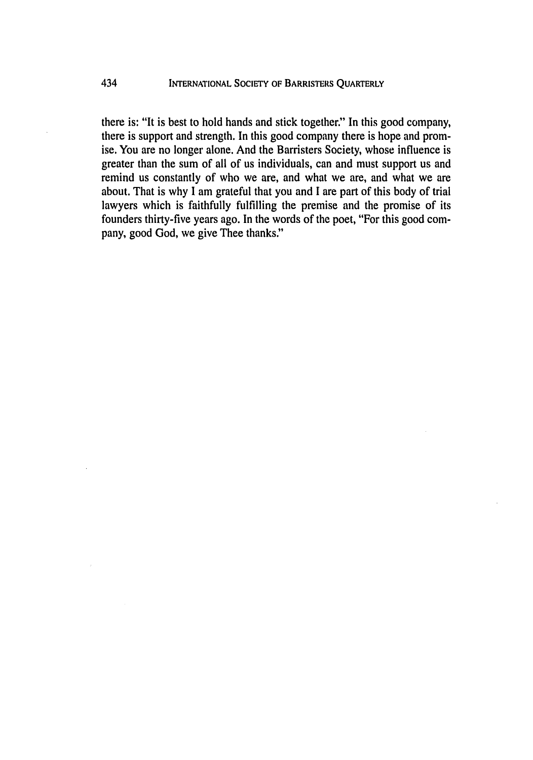there is: "It is best to hold hands and stick together." In this good company, there is support and strength. In this good company there is hope and promise. You are no longer alone. And the Barristers Society, whose influence is greater than the sum of all of us individuals, can and must support us and remind us constantly of who we are, and what we are, and what we are about. That is why I am grateful that you and I are part of this body of trial lawyers which is faithfully fulfilling the premise and the promise of its founders thirty-five years ago. In the words of the poet, "For this good company, good God, we give Thee thanks."